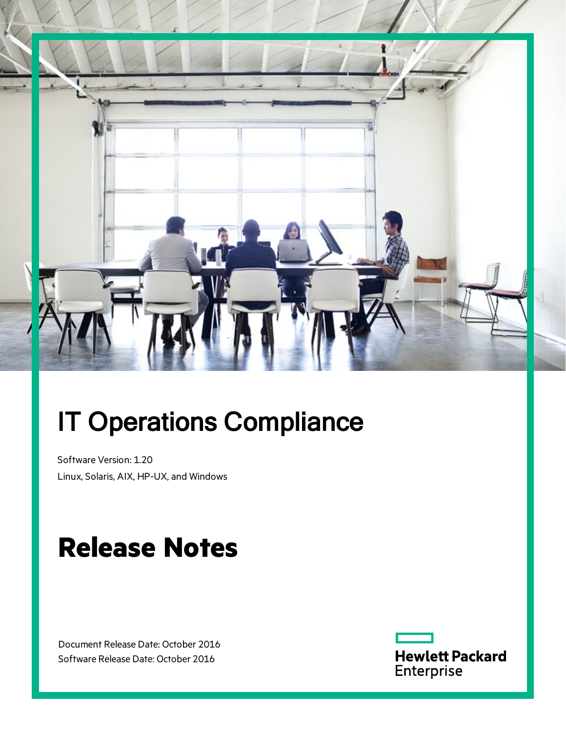# IT Operations Compliance

Software Version: 1.20

Linux, Solaris, AIX, HP-UX, and Windows

# Release Notes

Document Release Date: October 2016

Software Release Date: October 2016

Hewlett Packard Enterprise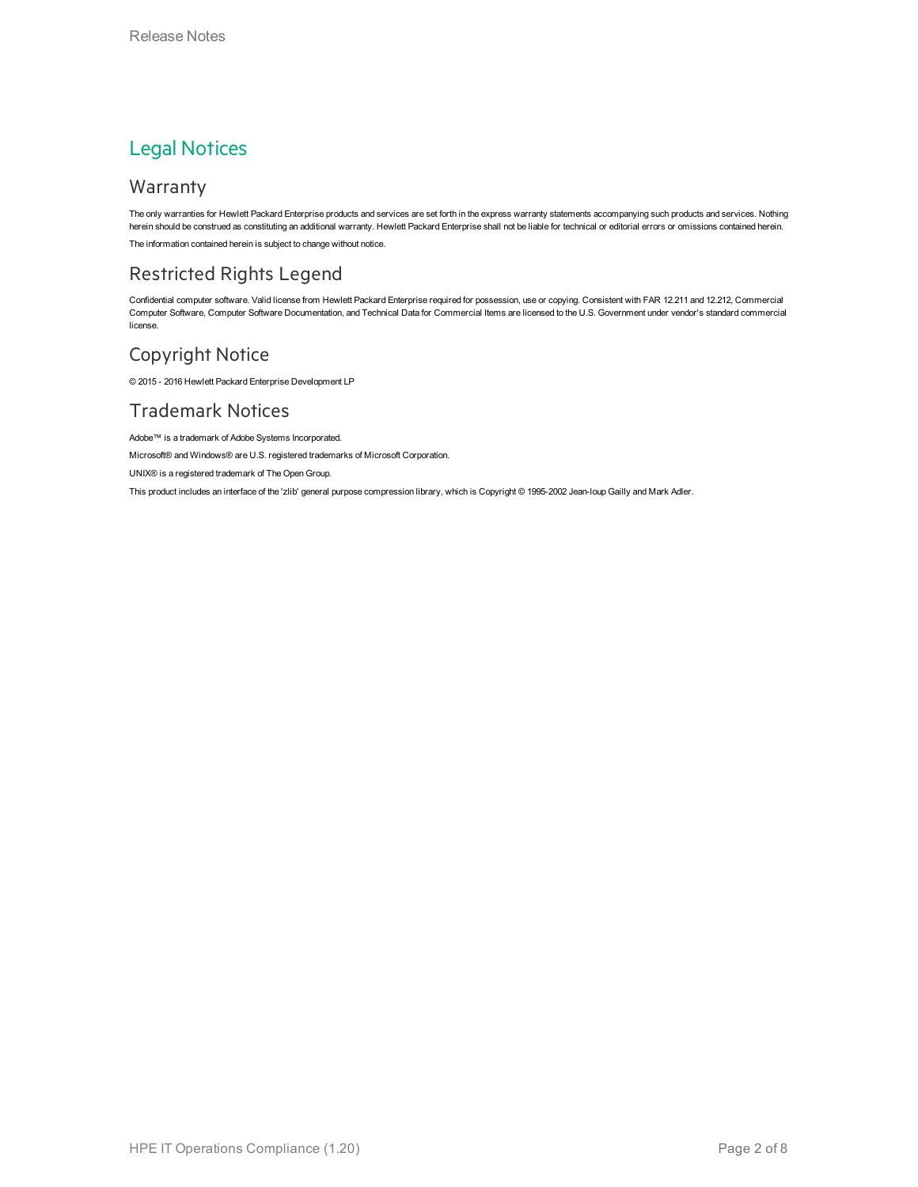# Legal Notices

## Warranty

The only warranties for Hewlett Packard Enterprise products and services are set forth in the express warranty statements accompanying such products and services. Nothing herein should be construed as constituting an additional warranty. Hewlett Packard Enterprise shall not be liable for technical or editorial errors or omissions contained herein.

The information contained herein is subject to change without notice.

## Restricted Rights Legend

Confidential computer software. Valid license from Hewlett Packard Enterprise required for possession, use or copying. Consistent with FAR 12.211 and 12.212, Commercial Computer Software, Computer Software Documentation, and Technical Data for Commercial Items are licensed to the U.S. Government under vendor's standard commercial license.

## Copyright Notice

© 2015 - 2016 Hewlett Packard Enterprise Development LP

## Trademark Notices

Adobe™ is a trademark of Adobe Systems Incorporated.

Microsoft® and Windows® are U.S. registered trademarks of Microsoft Corporation.

UNIX® is a registered trademark of The Open Group.

This product includes an interface of the 'zlib' general purpose compression library, which is Copyright © 1995-2002 Jean-loup Gailly and Mark Adler.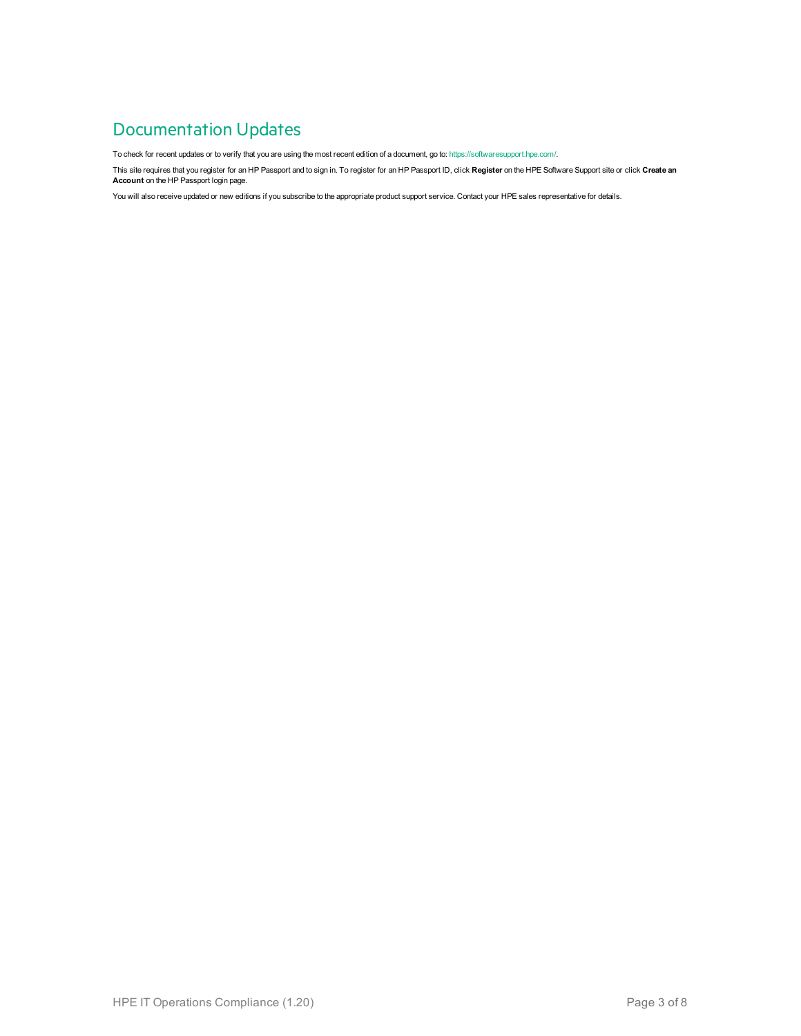# Documentation Updates

To check for recent updates or to verify that you are using the most recent edition of a document, go to: https://softwaresupport.hpe.com/.

This site requires that you register for an HP Passport and to sign in. To register for an HP Passport ID, click **Register** on the HPE Software Support site or click **Create an Account** on the HP Passport login page.

You will also receive updated or new editions if you subscribe to the appropriate product support service. Contact your HPE sales representative for details.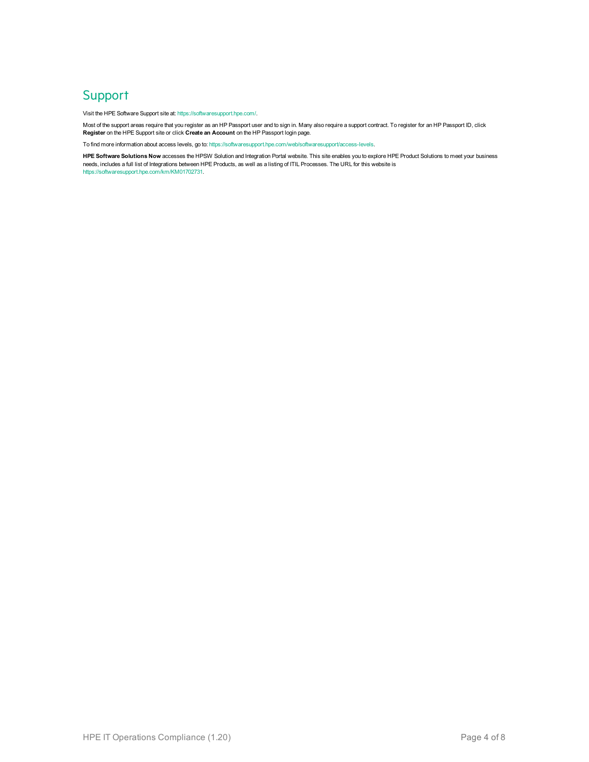# Support

Visit the HPE Software Support site at: https://softwaresupport.hpe.com/.

Most of the support areas require that you register as an HP Passport user and to sign in. Many also require a support contract. To register for an HP Passport ID, click **Register** on the HPE Support site or click **Create an Account** on the HP Passport login page.

To find more information about access levels, go to: https://softwaresupport.hpe.com/web/softwaresupport/access-levels.

**HPE Software Solutions Now** accesses the HPSW Solution and Integration Portal website. This site enables you to explore HPE Product Solutions to meet your business needs, includes a full list of Integrations between HPE Products, as well as a listing of ITIL Processes. The URL for this website is https://softwaresupport.hpe.com/km/KM01702731.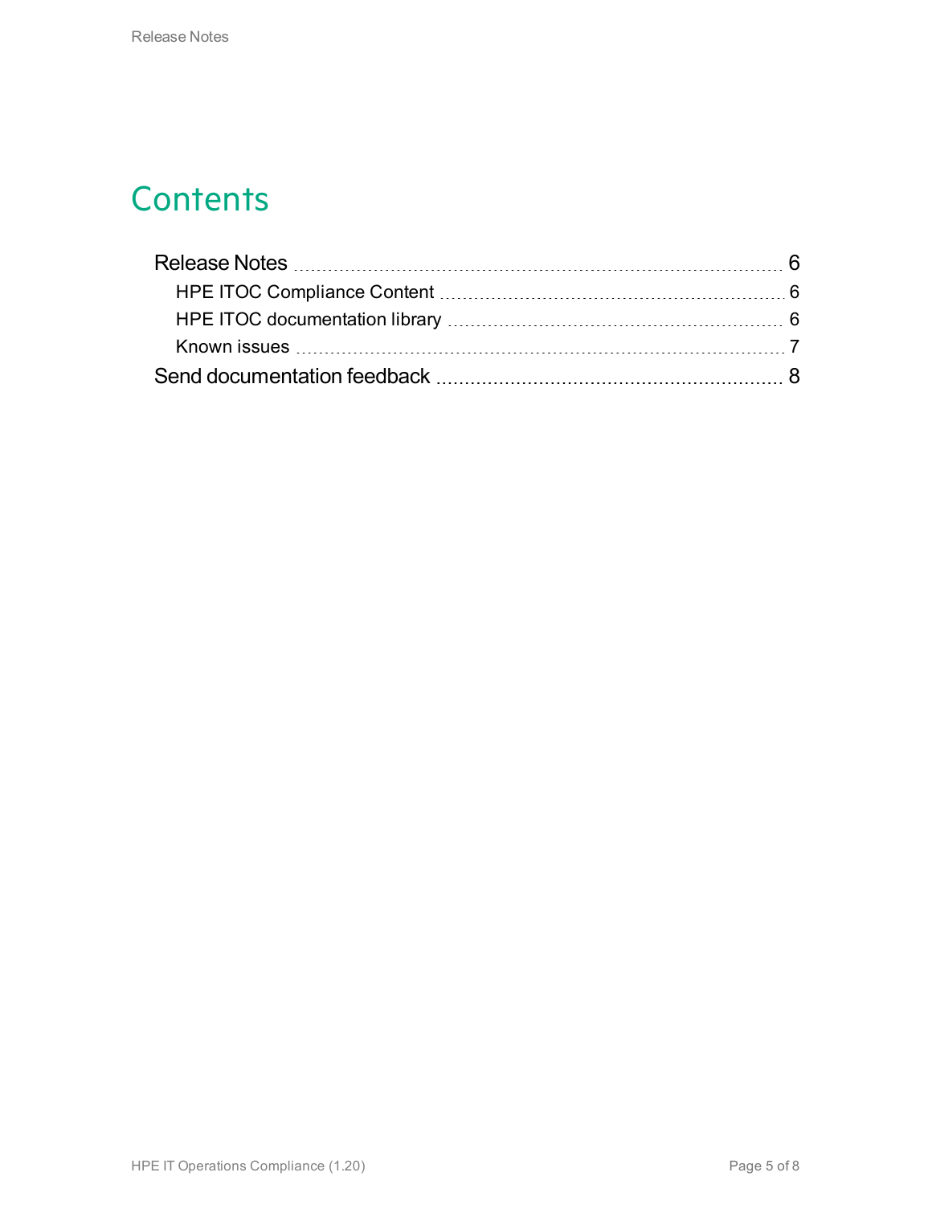# Contents

- Release Notes ..... 6
  - HPE ITOC Compliance Content ..... 6
  - HPE ITOC documentation library ..... 6
  - Known issues ..... 7
- Send documentation feedback ..... 8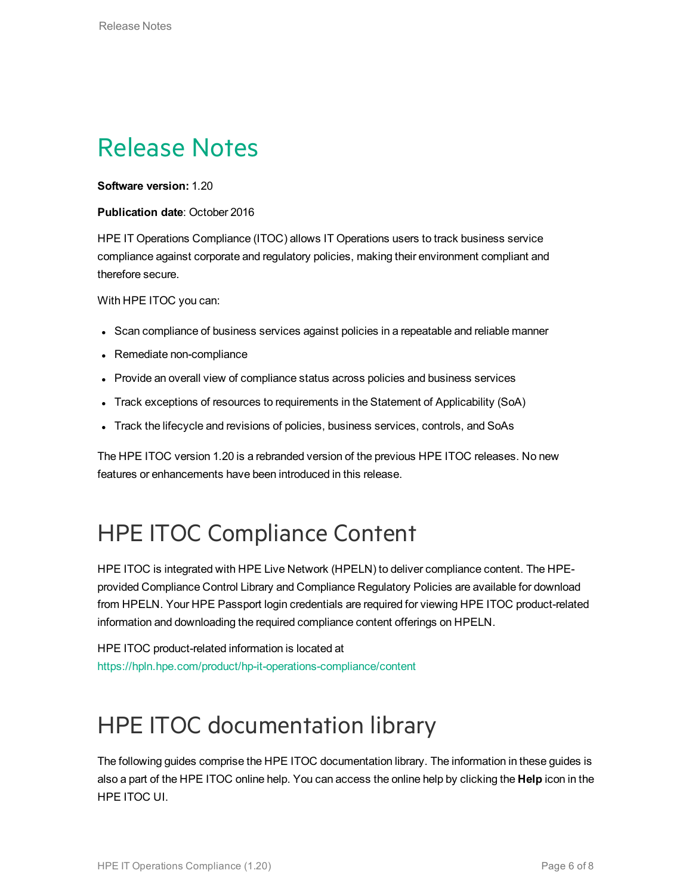# Release Notes

**Software version:** 1.20

**Publication date**: October 2016

HPE IT Operations Compliance (ITOC) allows IT Operations users to track business service compliance against corporate and regulatory policies, making their environment compliant and therefore secure.

With HPE ITOC you can:

- Scan compliance of business services against policies in a repeatable and reliable manner
- Remediate non-compliance
- Provide an overall view of compliance status across policies and business services
- Track exceptions of resources to requirements in the Statement of Applicability (SoA)
- Track the lifecycle and revisions of policies, business services, controls, and SoAs

The HPE ITOC version 1.20 is a rebranded version of the previous HPE ITOC releases. No new features or enhancements have been introduced in this release.

# HPE ITOC Compliance Content

HPE ITOC is integrated with HPE Live Network (HPELN) to deliver compliance content. The HPE-provided Compliance Control Library and Compliance Regulatory Policies are available for download from HPELN. Your HPE Passport login credentials are required for viewing HPE ITOC product-related information and downloading the required compliance content offerings on HPELN.

HPE ITOC product-related information is located at https://hpln.hpe.com/product/hp-it-operations-compliance/content

# HPE ITOC documentation library

The following guides comprise the HPE ITOC documentation library. The information in these guides is also a part of the HPE ITOC online help. You can access the online help by clicking the **Help** icon in the HPE ITOC UI.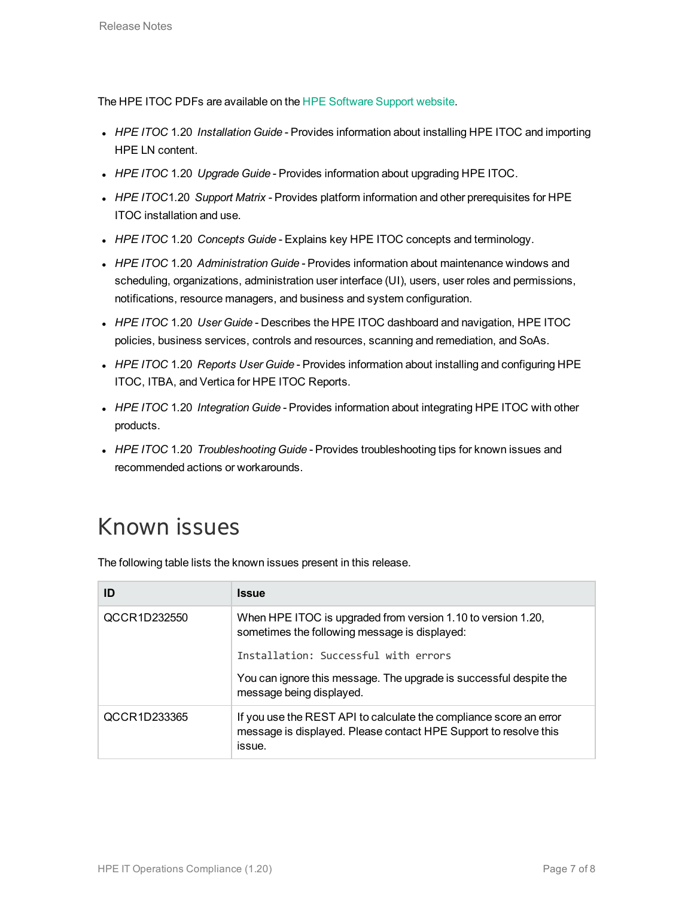The HPE ITOC PDFs are available on the HPE Software Support website.

- *HPE ITOC* 1.20 *Installation Guide* - Provides information about installing HPE ITOC and importing HPE LN content.
- *HPE ITOC* 1.20 *Upgrade Guide* - Provides information about upgrading HPE ITOC.
- *HPE ITOC*1.20 *Support Matrix* - Provides platform information and other prerequisites for HPE ITOC installation and use.
- *HPE ITOC* 1.20 *Concepts Guide* - Explains key HPE ITOC concepts and terminology.
- *HPE ITOC* 1.20 *Administration Guide* - Provides information about maintenance windows and scheduling, organizations, administration user interface (UI), users, user roles and permissions, notifications, resource managers, and business and system configuration.
- *HPE ITOC* 1.20 *User Guide* - Describes the HPE ITOC dashboard and navigation, HPE ITOC policies, business services, controls and resources, scanning and remediation, and SoAs.
- *HPE ITOC* 1.20 *Reports User Guide* - Provides information about installing and configuring HPE ITOC, ITBA, and Vertica for HPE ITOC Reports.
- *HPE ITOC* 1.20 *Integration Guide* - Provides information about integrating HPE ITOC with other products.
- *HPE ITOC* 1.20 *Troubleshooting Guide* - Provides troubleshooting tips for known issues and recommended actions or workarounds.

# Known issues

The following table lists the known issues present in this release.

| ID | Issue |
|---|---|
| QCCR1D232550 | When HPE ITOC is upgraded from version 1.10 to version 1.20, sometimes the following message is displayed: `Installation: Successful with errors` You can ignore this message. The upgrade is successful despite the message being displayed. |
| QCCR1D233365 | If you use the REST API to calculate the compliance score an error message is displayed. Please contact HPE Support to resolve this issue. |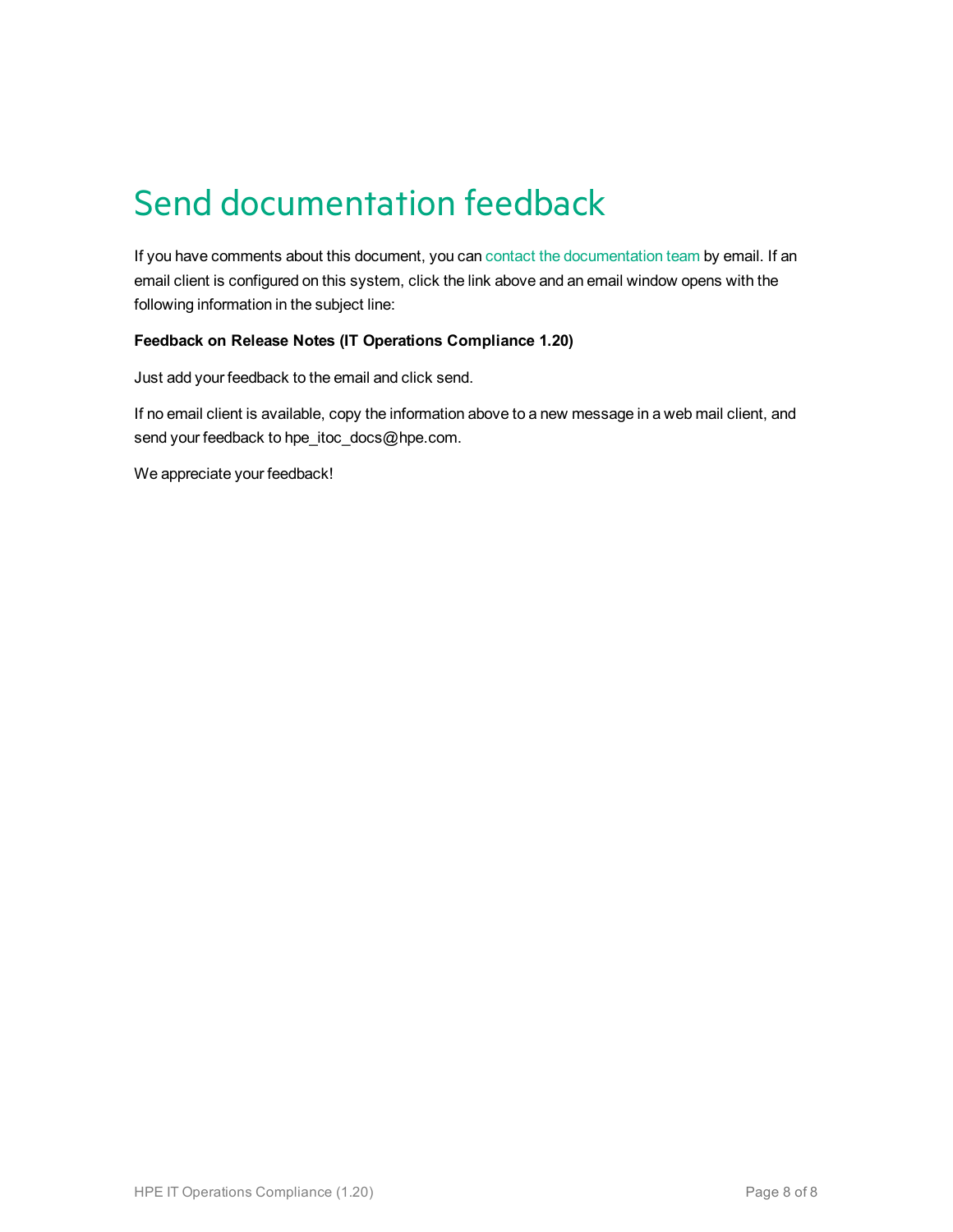# Send documentation feedback

If you have comments about this document, you can contact the documentation team by email. If an email client is configured on this system, click the link above and an email window opens with the following information in the subject line:

**Feedback on Release Notes (IT Operations Compliance 1.20)**

Just add your feedback to the email and click send.

If no email client is available, copy the information above to a new message in a web mail client, and send your feedback to hpe_itoc_docs@hpe.com.

We appreciate your feedback!